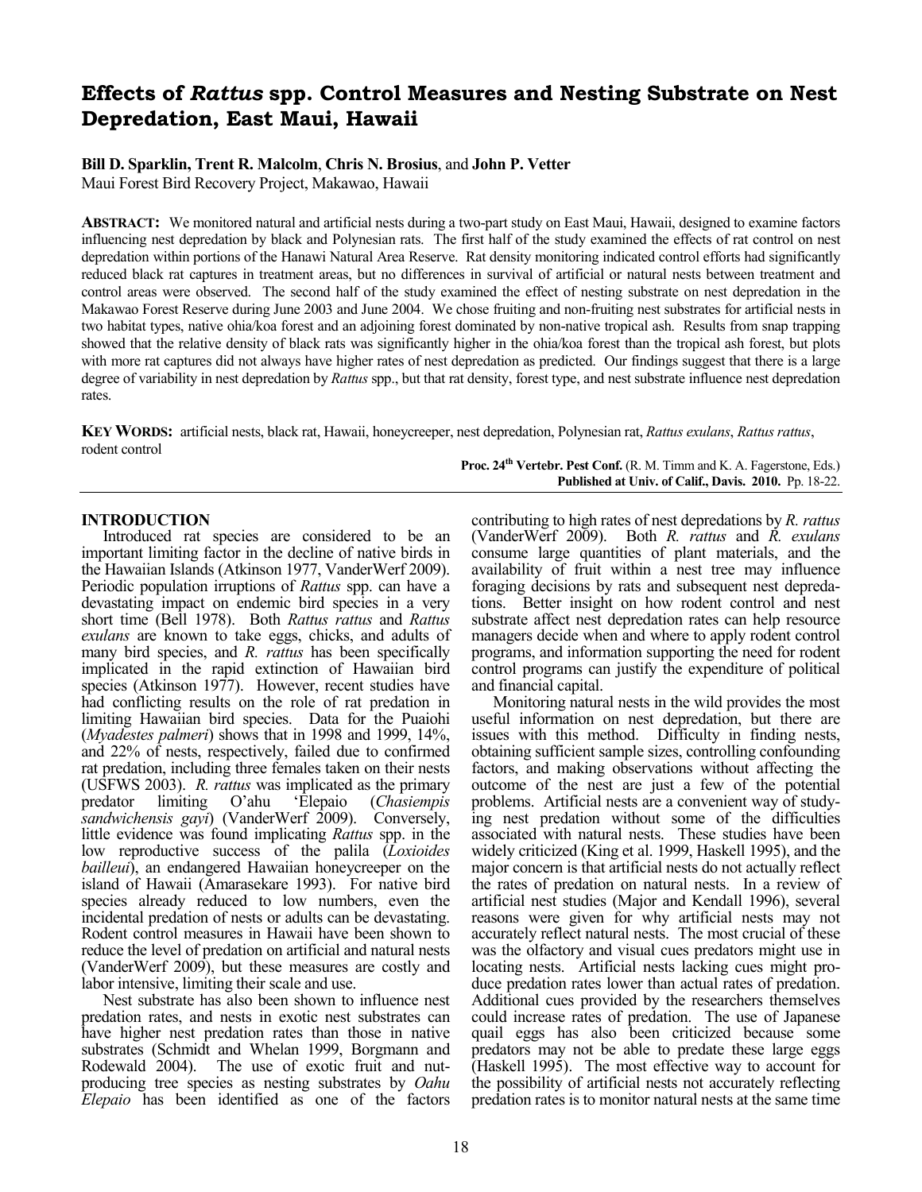# Effects of *Rattus* spp. Control Measures and Nesting Substrate on Nest Depredation, East Maui, Hawaii

**Bill D. Sparklin, Trent R. Malcolm**, **Chris N. Brosius**, and **John P. Vetter**
Maui Forest Bird Recovery Project, Makawao, Hawaii

**ABSTRACT:** We monitored natural and artificial nests during a two-part study on East Maui, Hawaii, designed to examine factors influencing nest depredation by black and Polynesian rats. The first half of the study examined the effects of rat control on nest depredation within portions of the Hanawi Natural Area Reserve. Rat density monitoring indicated control efforts had significantly reduced black rat captures in treatment areas, but no differences in survival of artificial or natural nests between treatment and control areas were observed. The second half of the study examined the effect of nesting substrate on nest depredation in the Makawao Forest Reserve during June 2003 and June 2004. We chose fruiting and non-fruiting nest substrates for artificial nests in two habitat types, native ohia/koa forest and an adjoining forest dominated by non-native tropical ash. Results from snap trapping showed that the relative density of black rats was significantly higher in the ohia/koa forest than the tropical ash forest, but plots with more rat captures did not always have higher rates of nest depredation as predicted. Our findings suggest that there is a large degree of variability in nest depredation by *Rattus* spp., but that rat density, forest type, and nest substrate influence nest depredation rates.

**KEY WORDS:** artificial nests, black rat, Hawaii, honeycreeper, nest depredation, Polynesian rat, *Rattus exulans*, *Rattus rattus*, rodent control

**Proc. 24[th] Vertebr. Pest Conf.** (R. M. Timm and K. A. Fagerstone, Eds.)
**Published at Univ. of Calif., Davis. 2010.** Pp. 18-22.

## INTRODUCTION

Introduced rat species are considered to be an important limiting factor in the decline of native birds in the Hawaiian Islands (Atkinson 1977, VanderWerf 2009). Periodic population irruptions of *Rattus* spp. can have a devastating impact on endemic bird species in a very short time (Bell 1978). Both *Rattus rattus* and *Rattus exulans* are known to take eggs, chicks, and adults of many bird species, and *R. rattus* has been specifically implicated in the rapid extinction of Hawaiian bird species (Atkinson 1977). However, recent studies have had conflicting results on the role of rat predation in limiting Hawaiian bird species. Data for the Puaiohi (*Myadestes palmeri*) shows that in 1998 and 1999, 14%, and 22% of nests, respectively, failed due to confirmed rat predation, including three females taken on their nests (USFWS 2003). *R. rattus* was implicated as the primary predator limiting O'ahu 'Elepaio (*Chasiempis sandwichensis gayi*) (VanderWerf 2009). Conversely, little evidence was found implicating *Rattus* spp. in the low reproductive success of the palila (*Loxioides bailleui*), an endangered Hawaiian honeycreeper on the island of Hawaii (Amarasekare 1993). For native bird species already reduced to low numbers, even the incidental predation of nests or adults can be devastating. Rodent control measures in Hawaii have been shown to reduce the level of predation on artificial and natural nests (VanderWerf 2009), but these measures are costly and labor intensive, limiting their scale and use.

Nest substrate has also been shown to influence nest predation rates, and nests in exotic nest substrates can have higher nest predation rates than those in native substrates (Schmidt and Whelan 1999, Borgmann and Rodewald 2004). The use of exotic fruit and nut-producing tree species as nesting substrates by *Oahu Elepaio* has been identified as one of the factors contributing to high rates of nest depredations by *R. rattus* (VanderWerf 2009). Both *R. rattus* and *R. exulans* consume large quantities of plant materials, and the availability of fruit within a nest tree may influence foraging decisions by rats and subsequent nest depredations. Better insight on how rodent control and nest substrate affect nest depredation rates can help resource managers decide when and where to apply rodent control programs, and information supporting the need for rodent control programs can justify the expenditure of political and financial capital.

Monitoring natural nests in the wild provides the most useful information on nest depredation, but there are issues with this method. Difficulty in finding nests, obtaining sufficient sample sizes, controlling confounding factors, and making observations without affecting the outcome of the nest are just a few of the potential problems. Artificial nests are a convenient way of studying nest predation without some of the difficulties associated with natural nests. These studies have been widely criticized (King et al. 1999, Haskell 1995), and the major concern is that artificial nests do not actually reflect the rates of predation on natural nests. In a review of artificial nest studies (Major and Kendall 1996), several reasons were given for why artificial nests may not accurately reflect natural nests. The most crucial of these was the olfactory and visual cues predators might use in locating nests. Artificial nests lacking cues might produce predation rates lower than actual rates of predation. Additional cues provided by the researchers themselves could increase rates of predation. The use of Japanese quail eggs has also been criticized because some predators may not be able to predate these large eggs (Haskell 1995). The most effective way to account for the possibility of artificial nests not accurately reflecting predation rates is to monitor natural nests at the same time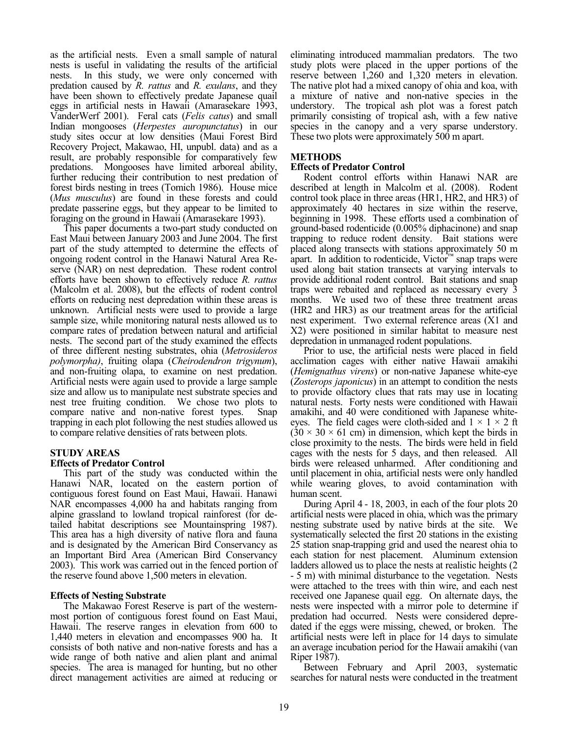as the artificial nests. Even a small sample of natural nests is useful in validating the results of the artificial nests. In this study, we were only concerned with predation caused by *R. rattus* and *R. exulans*, and they have been shown to effectively predate Japanese quail eggs in artificial nests in Hawaii (Amarasekare 1993, VanderWerf 2001). Feral cats (*Felis catus*) and small Indian mongooses (*Herpestes auropunctatus*) in our study sites occur at low densities (Maui Forest Bird Recovery Project, Makawao, HI, unpubl. data) and as a result, are probably responsible for comparatively few predations. Mongooses have limited arboreal ability, further reducing their contribution to nest predation of forest birds nesting in trees (Tomich 1986). House mice (*Mus musculus*) are found in these forests and could predate passerine eggs, but they appear to be limited to foraging on the ground in Hawaii (Amarasekare 1993).

This paper documents a two-part study conducted on East Maui between January 2003 and June 2004. The first part of the study attempted to determine the effects of ongoing rodent control in the Hanawi Natural Area Reserve (NAR) on nest depredation. These rodent control efforts have been shown to effectively reduce *R. rattus* (Malcolm et al. 2008), but the effects of rodent control efforts on reducing nest depredation within these areas is unknown. Artificial nests were used to provide a large sample size, while monitoring natural nests allowed us to compare rates of predation between natural and artificial nests. The second part of the study examined the effects of three different nesting substrates, ohia (*Metrosideros polymorpha)*, fruiting olapa (*Cheirodendron trigynum*), and non-fruiting olapa, to examine on nest predation. Artificial nests were again used to provide a large sample size and allow us to manipulate nest substrate species and nest tree fruiting condition. We chose two plots to compare native and non-native forest types. Snap trapping in each plot following the nest studies allowed us to compare relative densities of rats between plots.

## STUDY AREAS

### Effects of Predator Control

This part of the study was conducted within the Hanawi NAR, located on the eastern portion of contiguous forest found on East Maui, Hawaii. Hanawi NAR encompasses 4,000 ha and habitats ranging from alpine grassland to lowland tropical rainforest (for detailed habitat descriptions see Mountainspring 1987). This area has a high diversity of native flora and fauna and is designated by the American Bird Conservancy as an Important Bird Area (American Bird Conservancy 2003). This work was carried out in the fenced portion of the reserve found above 1,500 meters in elevation.

### Effects of Nesting Substrate

The Makawao Forest Reserve is part of the westernmost portion of contiguous forest found on East Maui, Hawaii. The reserve ranges in elevation from 600 to 1,440 meters in elevation and encompasses 900 ha. It consists of both native and non-native forests and has a wide range of both native and alien plant and animal species. The area is managed for hunting, but no other direct management activities are aimed at reducing or eliminating introduced mammalian predators. The two study plots were placed in the upper portions of the reserve between 1,260 and 1,320 meters in elevation. The native plot had a mixed canopy of ohia and koa, with a mixture of native and non-native species in the understory. The tropical ash plot was a forest patch primarily consisting of tropical ash, with a few native species in the canopy and a very sparse understory. These two plots were approximately 500 m apart.

## METHODS

### Effects of Predator Control

Rodent control efforts within Hanawi NAR are described at length in Malcolm et al. (2008). Rodent control took place in three areas (HR1, HR2, and HR3) of approximately 40 hectares in size within the reserve, beginning in 1998. These efforts used a combination of ground-based rodenticide (0.005% diphacinone) and snap trapping to reduce rodent density. Bait stations were placed along transects with stations approximately 50 m apart. In addition to rodenticide, Victor™ snap traps were used along bait station transects at varying intervals to provide additional rodent control. Bait stations and snap traps were rebaited and replaced as necessary every 3 months. We used two of these three treatment areas (HR2 and HR3) as our treatment areas for the artificial nest experiment. Two external reference areas (X1 and X2) were positioned in similar habitat to measure nest depredation in unmanaged rodent populations.

Prior to use, the artificial nests were placed in field acclimation cages with either native Hawaii amakihi (*Hemignathus virens*) or non-native Japanese white-eye (*Zosterops japonicus*) in an attempt to condition the nests to provide olfactory clues that rats may use in locating natural nests. Forty nests were conditioned with Hawaii amakihi, and 40 were conditioned with Japanese white-eyes. The field cages were cloth-sided and $1 \times 1 \times 2$ ft ($30 \times 30 \times 61$ cm) in dimension, which kept the birds in close proximity to the nests. The birds were held in field cages with the nests for 5 days, and then released. All birds were released unharmed. After conditioning and until placement in ohia, artificial nests were only handled while wearing gloves, to avoid contamination with human scent.

During April 4 - 18, 2003, in each of the four plots 20 artificial nests were placed in ohia, which was the primary nesting substrate used by native birds at the site. We systematically selected the first 20 stations in the existing 25 station snap-trapping grid and used the nearest ohia to each station for nest placement. Aluminum extension ladders allowed us to place the nests at realistic heights (2 - 5 m) with minimal disturbance to the vegetation. Nests were attached to the trees with thin wire, and each nest received one Japanese quail egg. On alternate days, the nests were inspected with a mirror pole to determine if predation had occurred. Nests were considered depredated if the eggs were missing, chewed, or broken. The artificial nests were left in place for 14 days to simulate an average incubation period for the Hawaii amakihi (van Riper 1987).

Between February and April 2003, systematic searches for natural nests were conducted in the treatment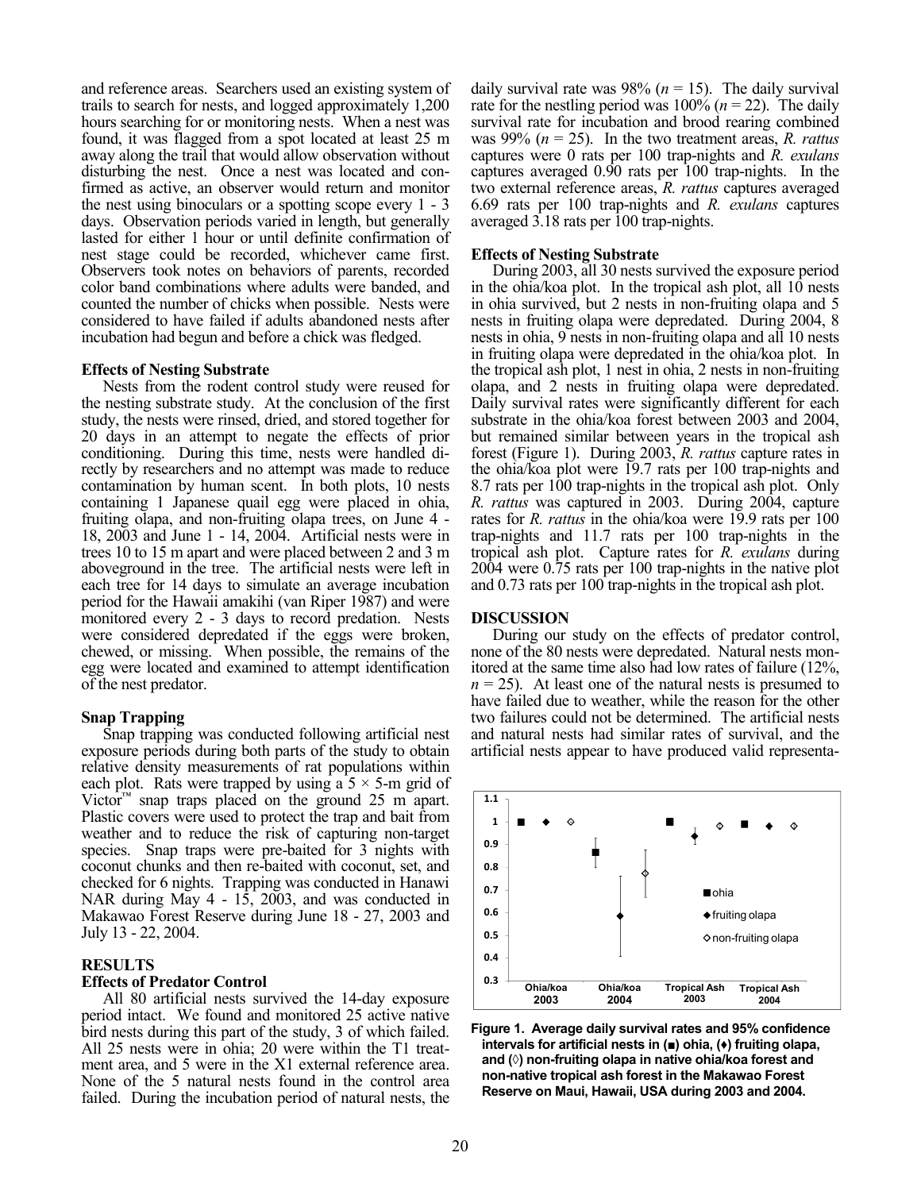and reference areas. Searchers used an existing system of trails to search for nests, and logged approximately 1,200 hours searching for or monitoring nests. When a nest was found, it was flagged from a spot located at least 25 m away along the trail that would allow observation without disturbing the nest. Once a nest was located and confirmed as active, an observer would return and monitor the nest using binoculars or a spotting scope every 1 - 3 days. Observation periods varied in length, but generally lasted for either 1 hour or until definite confirmation of nest stage could be recorded, whichever came first. Observers took notes on behaviors of parents, recorded color band combinations where adults were banded, and counted the number of chicks when possible. Nests were considered to have failed if adults abandoned nests after incubation had begun and before a chick was fledged.

### Effects of Nesting Substrate

Nests from the rodent control study were reused for the nesting substrate study. At the conclusion of the first study, the nests were rinsed, dried, and stored together for 20 days in an attempt to negate the effects of prior conditioning. During this time, nests were handled directly by researchers and no attempt was made to reduce contamination by human scent. In both plots, 10 nests containing 1 Japanese quail egg were placed in ohia, fruiting olapa, and non-fruiting olapa trees, on June 4 - 18, 2003 and June 1 - 14, 2004. Artificial nests were in trees 10 to 15 m apart and were placed between 2 and 3 m aboveground in the tree. The artificial nests were left in each tree for 14 days to simulate an average incubation period for the Hawaii amakihi (van Riper 1987) and were monitored every 2 - 3 days to record predation. Nests were considered depredated if the eggs were broken, chewed, or missing. When possible, the remains of the egg were located and examined to attempt identification of the nest predator.

### Snap Trapping

Snap trapping was conducted following artificial nest exposure periods during both parts of the study to obtain relative density measurements of rat populations within each plot. Rats were trapped by using a 5 × 5-m grid of Victor™ snap traps placed on the ground 25 m apart. Plastic covers were used to protect the trap and bait from weather and to reduce the risk of capturing non-target species. Snap traps were pre-baited for 3 nights with coconut chunks and then re-baited with coconut, set, and checked for 6 nights. Trapping was conducted in Hanawi NAR during May 4 - 15, 2003, and was conducted in Makawao Forest Reserve during June 18 - 27, 2003 and July 13 - 22, 2004.

## RESULTS

### Effects of Predator Control

All 80 artificial nests survived the 14-day exposure period intact. We found and monitored 25 active native bird nests during this part of the study, 3 of which failed. All 25 nests were in ohia; 20 were within the T1 treatment area, and 5 were in the X1 external reference area. None of the 5 natural nests found in the control area failed. During the incubation period of natural nests, the daily survival rate was 98% (*n* = 15). The daily survival rate for the nestling period was 100% (*n* = 22). The daily survival rate for incubation and brood rearing combined was 99% (*n* = 25). In the two treatment areas, *R. rattus* captures were 0 rats per 100 trap-nights and *R. exulans* captures averaged 0.90 rats per 100 trap-nights. In the two external reference areas, *R. rattus* captures averaged 6.69 rats per 100 trap-nights and *R. exulans* captures averaged 3.18 rats per 100 trap-nights.

### Effects of Nesting Substrate

During 2003, all 30 nests survived the exposure period in the ohia/koa plot. In the tropical ash plot, all 10 nests in ohia survived, but 2 nests in non-fruiting olapa and 5 nests in fruiting olapa were depredated. During 2004, 8 nests in ohia, 9 nests in non-fruiting olapa and all 10 nests in fruiting olapa were depredated in the ohia/koa plot. In the tropical ash plot, 1 nest in ohia, 2 nests in non-fruiting olapa, and 2 nests in fruiting olapa were depredated. Daily survival rates were significantly different for each substrate in the ohia/koa forest between 2003 and 2004, but remained similar between years in the tropical ash forest (Figure 1). During 2003, *R. rattus* capture rates in the ohia/koa plot were 19.7 rats per 100 trap-nights and 8.7 rats per 100 trap-nights in the tropical ash plot. Only *R. rattus* was captured in 2003. During 2004, capture rates for *R. rattus* in the ohia/koa were 19.9 rats per 100 trap-nights and 11.7 rats per 100 trap-nights in the tropical ash plot. Capture rates for *R. exulans* during 2004 were 0.75 rats per 100 trap-nights in the native plot and 0.73 rats per 100 trap-nights in the tropical ash plot.

## DISCUSSION

During our study on the effects of predator control, none of the 80 nests were depredated. Natural nests monitored at the same time also had low rates of failure (12%, *n* = 25). At least one of the natural nests is presumed to have failed due to weather, while the reason for the other two failures could not be determined. The artificial nests and natural nests had similar rates of survival, and the artificial nests appear to have produced valid representa-

**Figure 1. Average daily survival rates and 95% confidence intervals for artificial nests in (■) ohia, (♦) fruiting olapa, and (◊) non-fruiting olapa in native ohia/koa forest and non-native tropical ash forest in the Makawao Forest Reserve on Maui, Hawaii, USA during 2003 and 2004.**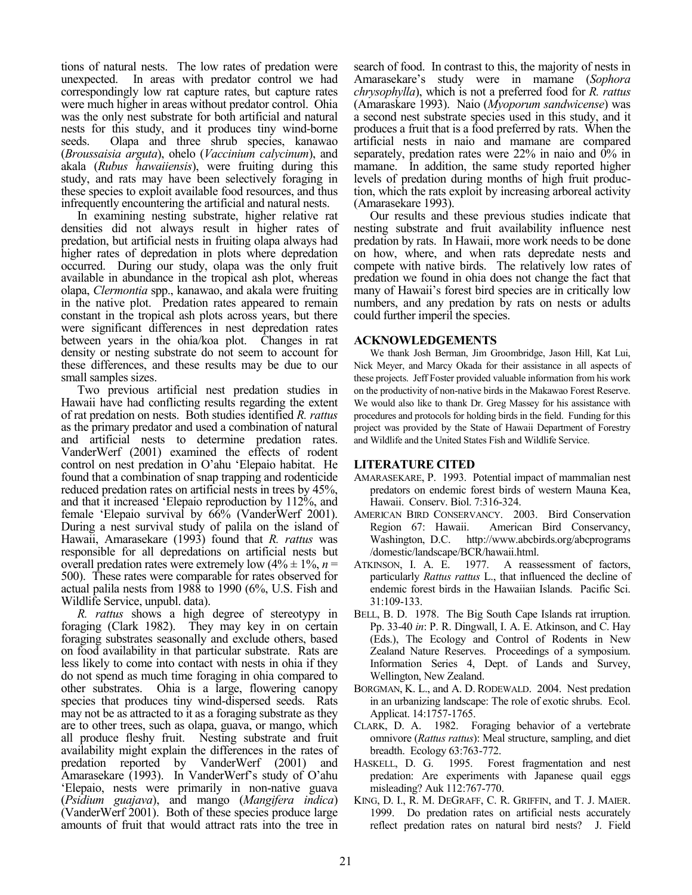tions of natural nests. The low rates of predation were unexpected. In areas with predator control we had correspondingly low rat capture rates, but capture rates were much higher in areas without predator control. Ohia was the only nest substrate for both artificial and natural nests for this study, and it produces tiny wind-borne seeds. Olapa and three shrub species, kanawao (*Broussaisia arguta*), ohelo (*Vaccinium calycinum*), and akala (*Rubus hawaiiensis*), were fruiting during this study, and rats may have been selectively foraging in these species to exploit available food resources, and thus infrequently encountering the artificial and natural nests.

In examining nesting substrate, higher relative rat densities did not always result in higher rates of predation, but artificial nests in fruiting olapa always had higher rates of depredation in plots where depredation occurred. During our study, olapa was the only fruit available in abundance in the tropical ash plot, whereas olapa, *Clermontia* spp., kanawao, and akala were fruiting in the native plot. Predation rates appeared to remain constant in the tropical ash plots across years, but there were significant differences in nest depredation rates between years in the ohia/koa plot. Changes in rat density or nesting substrate do not seem to account for these differences, and these results may be due to our small samples sizes.

Two previous artificial nest predation studies in Hawaii have had conflicting results regarding the extent of rat predation on nests. Both studies identified *R. rattus* as the primary predator and used a combination of natural and artificial nests to determine predation rates. VanderWerf (2001) examined the effects of rodent control on nest predation in O'ahu 'Elepaio habitat. He found that a combination of snap trapping and rodenticide reduced predation rates on artificial nests in trees by 45%, and that it increased 'Elepaio reproduction by 112%, and female 'Elepaio survival by 66% (VanderWerf 2001). During a nest survival study of palila on the island of Hawaii, Amarasekare (1993) found that *R. rattus* was responsible for all depredations on artificial nests but overall predation rates were extremely low ($4\% \pm 1\%$, $n =$ 500). These rates were comparable for rates observed for actual palila nests from 1988 to 1990 (6%, U.S. Fish and Wildlife Service, unpubl. data).

*R. rattus* shows a high degree of stereotypy in foraging (Clark 1982). They may key in on certain foraging substrates seasonally and exclude others, based on food availability in that particular substrate. Rats are less likely to come into contact with nests in ohia if they do not spend as much time foraging in ohia compared to other substrates. Ohia is a large, flowering canopy species that produces tiny wind-dispersed seeds. Rats may not be as attracted to it as a foraging substrate as they are to other trees, such as olapa, guava, or mango, which all produce fleshy fruit. Nesting substrate and fruit availability might explain the differences in the rates of predation reported by VanderWerf (2001) and Amarasekare (1993). In VanderWerf's study of O'ahu 'Elepaio, nests were primarily in non-native guava (*Psidium guajava*), and mango (*Mangifera indica*) (VanderWerf 2001). Both of these species produce large amounts of fruit that would attract rats into the tree in search of food. In contrast to this, the majority of nests in Amarasekare's study were in mamane (*Sophora chrysophylla*), which is not a preferred food for *R. rattus* (Amaraskare 1993). Naio (*Myoporum sandwicense*) was a second nest substrate species used in this study, and it produces a fruit that is a food preferred by rats. When the artificial nests in naio and mamane are compared separately, predation rates were 22% in naio and 0% in mamane. In addition, the same study reported higher levels of predation during months of high fruit production, which the rats exploit by increasing arboreal activity (Amarasekare 1993).

Our results and these previous studies indicate that nesting substrate and fruit availability influence nest predation by rats. In Hawaii, more work needs to be done on how, where, and when rats depredate nests and compete with native birds. The relatively low rates of predation we found in ohia does not change the fact that many of Hawaii's forest bird species are in critically low numbers, and any predation by rats on nests or adults could further imperil the species.

## ACKNOWLEDGEMENTS

We thank Josh Berman, Jim Groombridge, Jason Hill, Kat Lui, Nick Meyer, and Marcy Okada for their assistance in all aspects of these projects. Jeff Foster provided valuable information from his work on the productivity of non-native birds in the Makawao Forest Reserve. We would also like to thank Dr. Greg Massey for his assistance with procedures and protocols for holding birds in the field. Funding for this project was provided by the State of Hawaii Department of Forestry and Wildlife and the United States Fish and Wildlife Service.

## LITERATURE CITED

AMARASEKARE, P. 1993. Potential impact of mammalian nest predators on endemic forest birds of western Mauna Kea, Hawaii. Conserv. Biol. 7:316-324.

AMERICAN BIRD CONSERVANCY. 2003. Bird Conservation Region 67: Hawaii. American Bird Conservancy, Washington, D.C. http://www.abcbirds.org/abcprograms/domestic/landscape/BCR/hawaii.html.

ATKINSON, I. A. E. 1977. A reassessment of factors, particularly *Rattus rattus* L., that influenced the decline of endemic forest birds in the Hawaiian Islands. Pacific Sci. 31:109-133.

BELL, B. D. 1978. The Big South Cape Islands rat irruption. Pp. 33-40 *in*: P. R. Dingwall, I. A. E. Atkinson, and C. Hay (Eds.), The Ecology and Control of Rodents in New Zealand Nature Reserves. Proceedings of a symposium. Information Series 4, Dept. of Lands and Survey, Wellington, New Zealand.

BORGMAN, K. L., and A. D. RODEWALD. 2004. Nest predation in an urbanizing landscape: The role of exotic shrubs. Ecol. Applicat. 14:1757-1765.

CLARK, D. A. 1982. Foraging behavior of a vertebrate omnivore (*Rattus rattus*): Meal structure, sampling, and diet breadth. Ecology 63:763-772.

HASKELL, D. G. 1995. Forest fragmentation and nest predation: Are experiments with Japanese quail eggs misleading? Auk 112:767-770.

KING, D. I., R. M. DEGRAFF, C. R. GRIFFIN, and T. J. MAIER. 1999. Do predation rates on artificial nests accurately reflect predation rates on natural bird nests? J. Field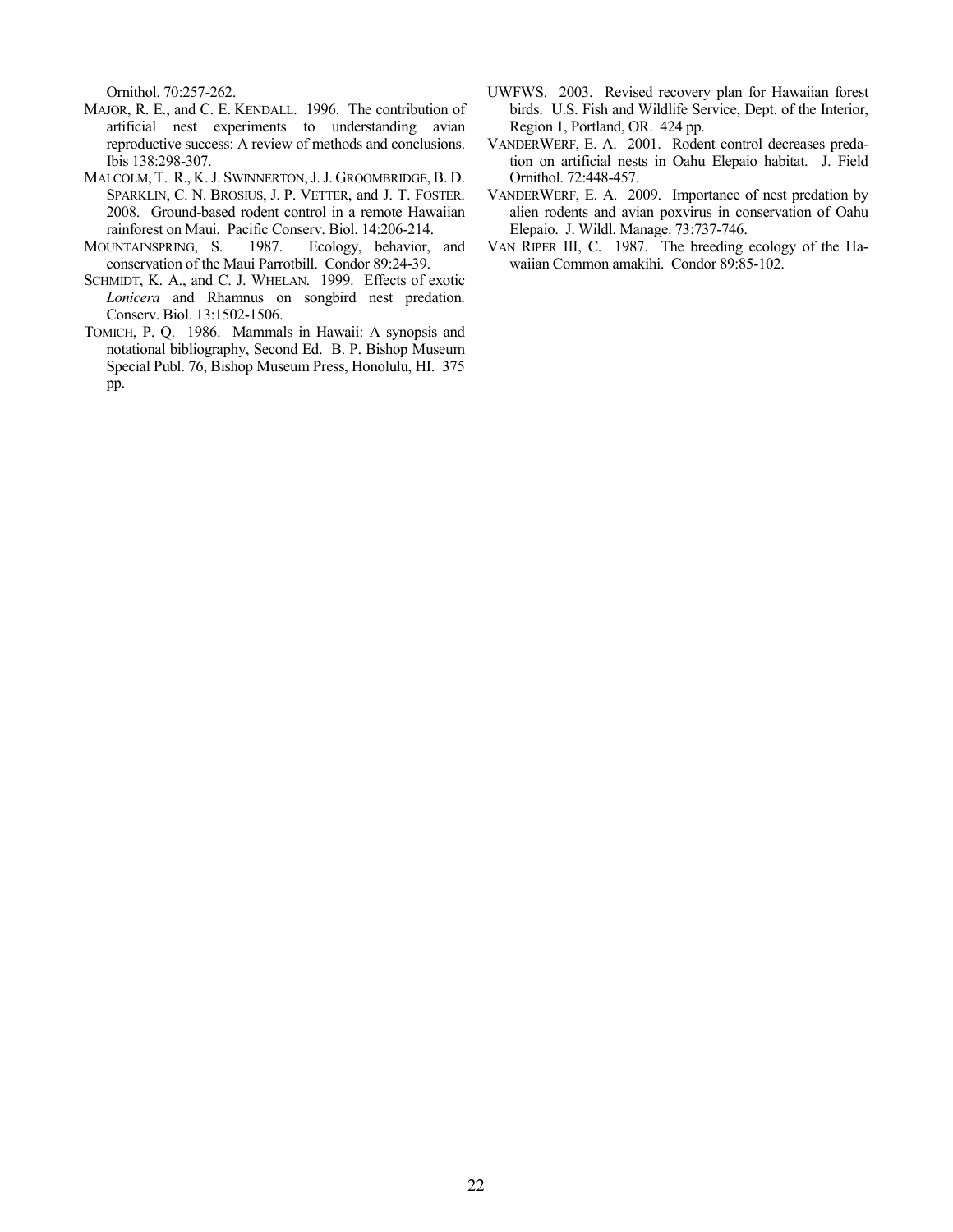Ornithol. 70:257-262.

MAJOR, R. E., and C. E. KENDALL. 1996. The contribution of artificial nest experiments to understanding avian reproductive success: A review of methods and conclusions. Ibis 138:298-307.

MALCOLM, T. R., K. J. SWINNERTON, J. J. GROOMBRIDGE, B. D. SPARKLIN, C. N. BROSIUS, J. P. VETTER, and J. T. FOSTER. 2008. Ground-based rodent control in a remote Hawaiian rainforest on Maui. Pacific Conserv. Biol. 14:206-214.

MOUNTAINSPRING, S. 1987. Ecology, behavior, and conservation of the Maui Parrotbill. Condor 89:24-39.

SCHMIDT, K. A., and C. J. WHELAN. 1999. Effects of exotic *Lonicera* and Rhamnus on songbird nest predation. Conserv. Biol. 13:1502-1506.

TOMICH, P. Q. 1986. Mammals in Hawaii: A synopsis and notational bibliography, Second Ed. B. P. Bishop Museum Special Publ. 76, Bishop Museum Press, Honolulu, HI. 375 pp.

UWFWS. 2003. Revised recovery plan for Hawaiian forest birds. U.S. Fish and Wildlife Service, Dept. of the Interior, Region 1, Portland, OR. 424 pp.

VANDERWERF, E. A. 2001. Rodent control decreases predation on artificial nests in Oahu Elepaio habitat. J. Field Ornithol. 72:448-457.

VANDERWERF, E. A. 2009. Importance of nest predation by alien rodents and avian poxvirus in conservation of Oahu Elepaio. J. Wildl. Manage. 73:737-746.

VAN RIPER III, C. 1987. The breeding ecology of the Hawaiian Common amakihi. Condor 89:85-102.